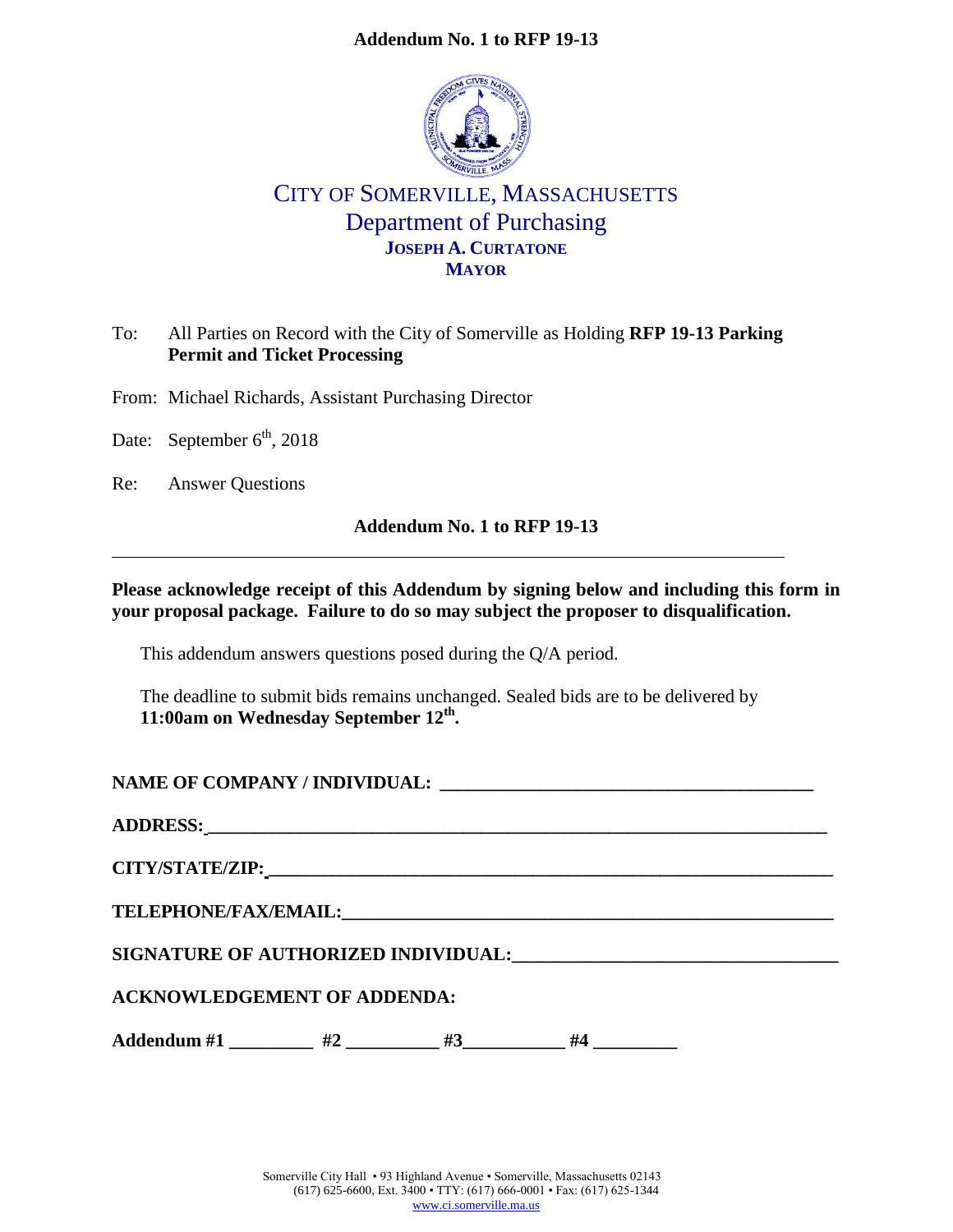**Addendum No. 1 to RFP 19-13**

# CITY OF SOMERVILLE, MASSACHUSETTS
## Department of Purchasing
**JOSEPH A. CURTATONE**
**MAYOR**

To: All Parties on Record with the City of Somerville as Holding **RFP 19-13 Parking Permit and Ticket Processing**

From: Michael Richards, Assistant Purchasing Director

Date: September 6th, 2018

Re: Answer Questions

**Addendum No. 1 to RFP 19-13**

---

**Please acknowledge receipt of this Addendum by signing below and including this form in your proposal package. Failure to do so may subject the proposer to disqualification.**

This addendum answers questions posed during the Q/A period.

The deadline to submit bids remains unchanged. Sealed bids are to be delivered by **11:00am on Wednesday September 12th.**

**NAME OF COMPANY / INDIVIDUAL:** ________________________________________

**ADDRESS:** ________________________________________________________________

**CITY/STATE/ZIP:** __________________________________________________________

**TELEPHONE/FAX/EMAIL:** ____________________________________________________

**SIGNATURE OF AUTHORIZED INDIVIDUAL:** __________________________________

**ACKNOWLEDGEMENT OF ADDENDA:**

**Addendum #1** _________ **#2** __________ **#3**___________ **#4** _________

Somerville City Hall • 93 Highland Avenue • Somerville, Massachusetts 02143
(617) 625-6600, Ext. 3400 • TTY: (617) 666-0001 • Fax: (617) 625-1344
www.ci.somerville.ma.us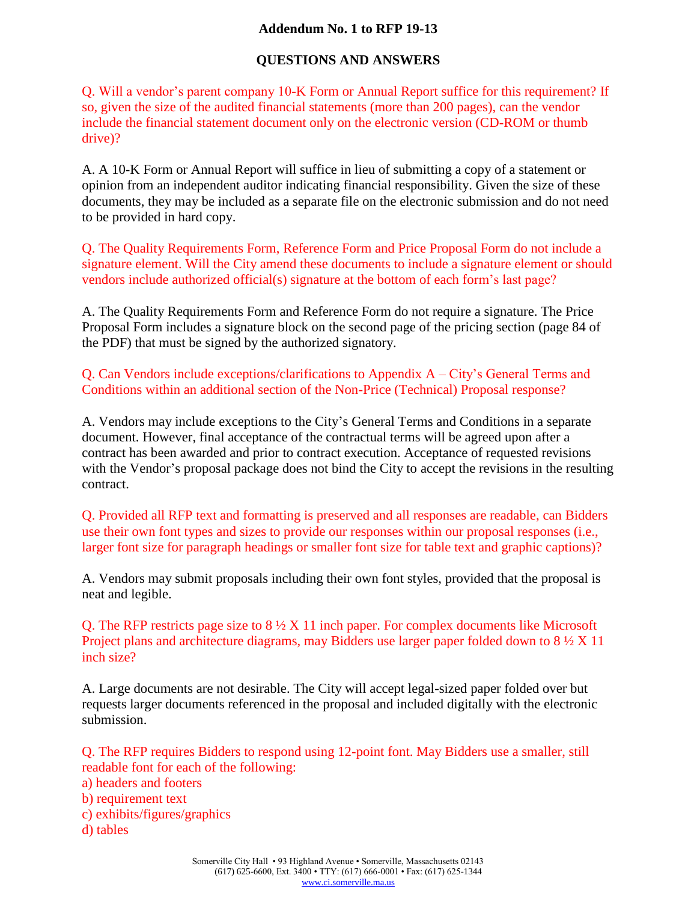## Addendum No. 1 to RFP 19-13

## QUESTIONS AND ANSWERS

Q. Will a vendor's parent company 10-K Form or Annual Report suffice for this requirement? If so, given the size of the audited financial statements (more than 200 pages), can the vendor include the financial statement document only on the electronic version (CD-ROM or thumb drive)?

A. A 10-K Form or Annual Report will suffice in lieu of submitting a copy of a statement or opinion from an independent auditor indicating financial responsibility. Given the size of these documents, they may be included as a separate file on the electronic submission and do not need to be provided in hard copy.

Q. The Quality Requirements Form, Reference Form and Price Proposal Form do not include a signature element. Will the City amend these documents to include a signature element or should vendors include authorized official(s) signature at the bottom of each form's last page?

A. The Quality Requirements Form and Reference Form do not require a signature. The Price Proposal Form includes a signature block on the second page of the pricing section (page 84 of the PDF) that must be signed by the authorized signatory.

Q. Can Vendors include exceptions/clarifications to Appendix A – City's General Terms and Conditions within an additional section of the Non-Price (Technical) Proposal response?

A. Vendors may include exceptions to the City's General Terms and Conditions in a separate document. However, final acceptance of the contractual terms will be agreed upon after a contract has been awarded and prior to contract execution. Acceptance of requested revisions with the Vendor's proposal package does not bind the City to accept the revisions in the resulting contract.

Q. Provided all RFP text and formatting is preserved and all responses are readable, can Bidders use their own font types and sizes to provide our responses within our proposal responses (i.e., larger font size for paragraph headings or smaller font size for table text and graphic captions)?

A. Vendors may submit proposals including their own font styles, provided that the proposal is neat and legible.

Q. The RFP restricts page size to 8 ½ X 11 inch paper. For complex documents like Microsoft Project plans and architecture diagrams, may Bidders use larger paper folded down to 8 ½ X 11 inch size?

A. Large documents are not desirable. The City will accept legal-sized paper folded over but requests larger documents referenced in the proposal and included digitally with the electronic submission.

Q. The RFP requires Bidders to respond using 12-point font. May Bidders use a smaller, still readable font for each of the following:
a) headers and footers
b) requirement text
c) exhibits/figures/graphics
d) tables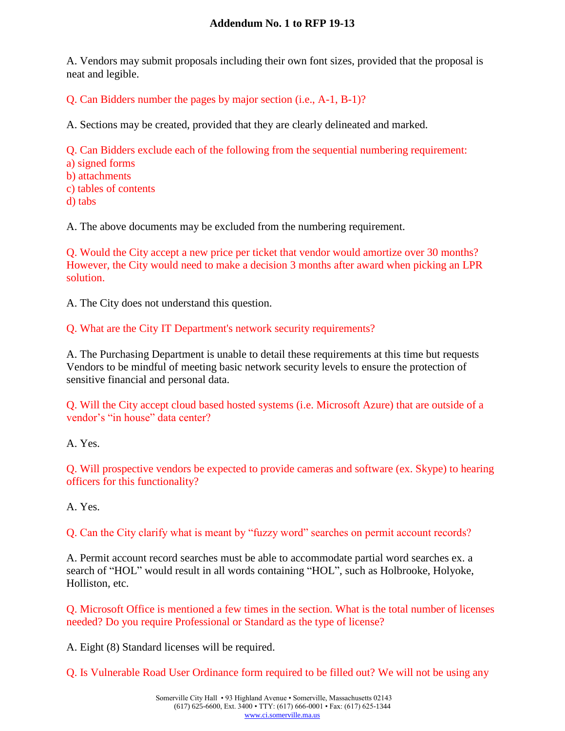# Addendum No. 1 to RFP 19-13

A. Vendors may submit proposals including their own font sizes, provided that the proposal is neat and legible.

Q. Can Bidders number the pages by major section (i.e., A-1, B-1)?

A. Sections may be created, provided that they are clearly delineated and marked.

Q. Can Bidders exclude each of the following from the sequential numbering requirement:
a) signed forms
b) attachments
c) tables of contents
d) tabs

A. The above documents may be excluded from the numbering requirement.

Q. Would the City accept a new price per ticket that vendor would amortize over 30 months? However, the City would need to make a decision 3 months after award when picking an LPR solution.

A. The City does not understand this question.

Q. What are the City IT Department's network security requirements?

A. The Purchasing Department is unable to detail these requirements at this time but requests Vendors to be mindful of meeting basic network security levels to ensure the protection of sensitive financial and personal data.

Q. Will the City accept cloud based hosted systems (i.e. Microsoft Azure) that are outside of a vendor's "in house" data center?

A. Yes.

Q. Will prospective vendors be expected to provide cameras and software (ex. Skype) to hearing officers for this functionality?

A. Yes.

Q. Can the City clarify what is meant by "fuzzy word" searches on permit account records?

A. Permit account record searches must be able to accommodate partial word searches ex. a search of "HOL" would result in all words containing "HOL", such as Holbrooke, Holyoke, Holliston, etc.

Q. Microsoft Office is mentioned a few times in the section. What is the total number of licenses needed? Do you require Professional or Standard as the type of license?

A. Eight (8) Standard licenses will be required.

Q. Is Vulnerable Road User Ordinance form required to be filled out? We will not be using any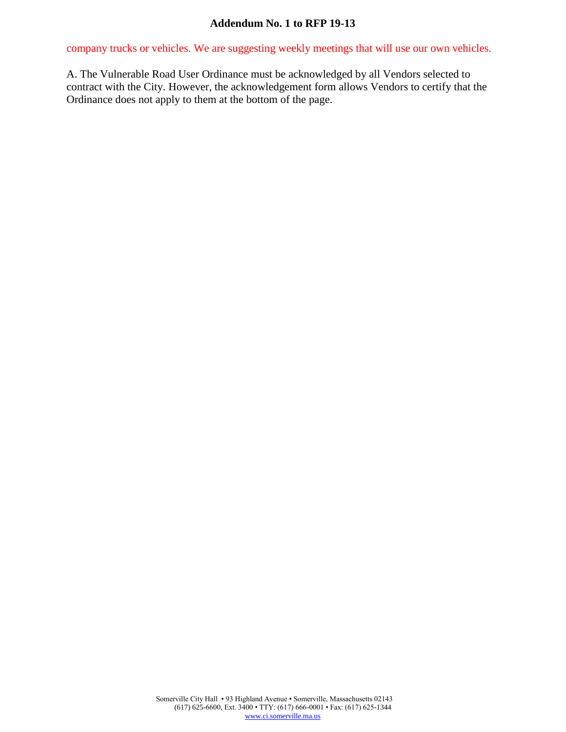company trucks or vehicles. We are suggesting weekly meetings that will use our own vehicles.

A. The Vulnerable Road User Ordinance must be acknowledged by all Vendors selected to contract with the City. However, the acknowledgement form allows Vendors to certify that the Ordinance does not apply to them at the bottom of the page.